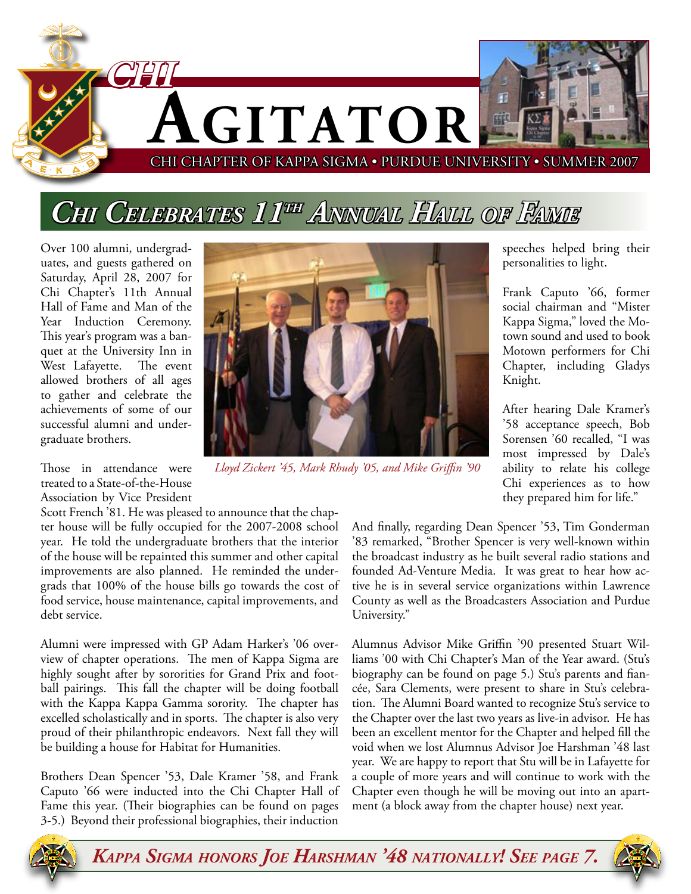# CHI AGITATOR

CHI CHAPTER OF KAPPA SIGMA • PURDUE UNIVERSITY • SUMMER 2007

## Chi Celebrates 11th Annual Hall of Fame

Over 100 alumni, undergraduates, and guests gathered on Saturday, April 28, 2007 for Chi Chapter's 11th Annual Hall of Fame and Man of the Year Induction Ceremony. This year's program was a banquet at the University Inn in West Lafayette. The event allowed brothers of all ages to gather and celebrate the achievements of some of our successful alumni and undergraduate brothers.

*Lloyd Zickert '45, Mark Rhudy '05, and Mike Griffin '90*

Those in attendance were treated to a State-of-the-House Association by Vice President Scott French '81. He was pleased to announce that the chapter house will be fully occupied for the 2007-2008 school year. He told the undergraduate brothers that the interior of the house will be repainted this summer and other capital improvements are also planned. He reminded the undergrads that 100% of the house bills go towards the cost of food service, house maintenance, capital improvements, and debt service.

Alumni were impressed with GP Adam Harker's '06 overview of chapter operations. The men of Kappa Sigma are highly sought after by sororities for Grand Prix and football pairings. This fall the chapter will be doing football with the Kappa Kappa Gamma sorority. The chapter has excelled scholastically and in sports. The chapter is also very proud of their philanthropic endeavors. Next fall they will be building a house for Habitat for Humanities.

Brothers Dean Spencer '53, Dale Kramer '58, and Frank Caputo '66 were inducted into the Chi Chapter Hall of Fame this year. (Their biographies can be found on pages 3-5.) Beyond their professional biographies, their induction speeches helped bring their personalities to light.

Frank Caputo '66, former social chairman and "Mister Kappa Sigma," loved the Motown sound and used to book Motown performers for Chi Chapter, including Gladys Knight.

After hearing Dale Kramer's '58 acceptance speech, Bob Sorensen '60 recalled, "I was most impressed by Dale's ability to relate his college Chi experiences as to how they prepared him for life."

And finally, regarding Dean Spencer '53, Tim Gonderman '83 remarked, "Brother Spencer is very well-known within the broadcast industry as he built several radio stations and founded Ad-Venture Media. It was great to hear how active he is in several service organizations within Lawrence County as well as the Broadcasters Association and Purdue University."

Alumnus Advisor Mike Griffin '90 presented Stuart Williams '00 with Chi Chapter's Man of the Year award. (Stu's biography can be found on page 5.) Stu's parents and fiancée, Sara Clements, were present to share in Stu's celebration. The Alumni Board wanted to recognize Stu's service to the Chapter over the last two years as live-in advisor. He has been an excellent mentor for the Chapter and helped fill the void when we lost Alumnus Advisor Joe Harshman '48 last year. We are happy to report that Stu will be in Lafayette for a couple of more years and will continue to work with the Chapter even though he will be moving out into an apartment (a block away from the chapter house) next year.

***Kappa Sigma honors Joe Harshman '48 nationally! See page 7.***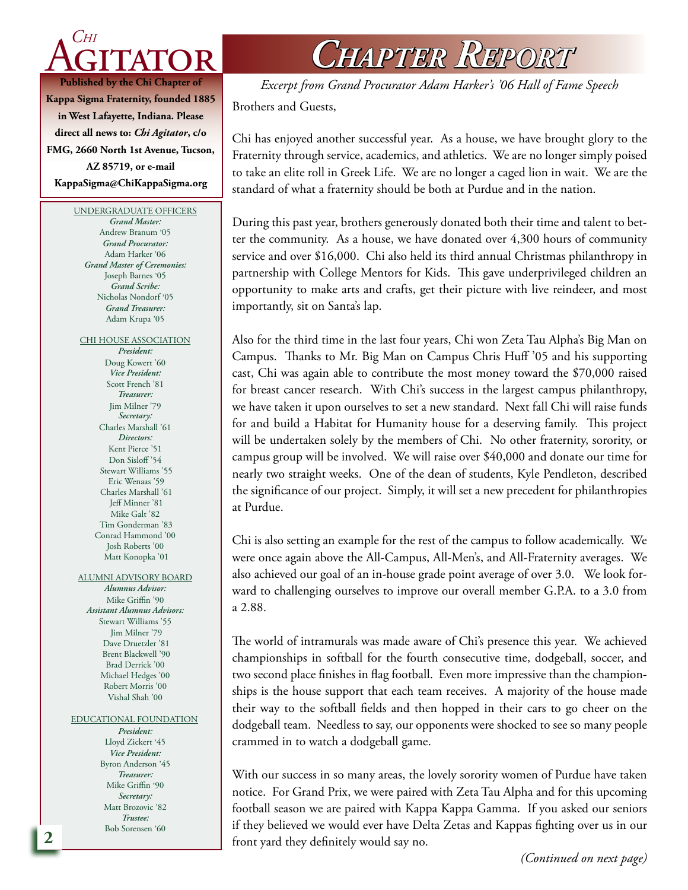# Chi Agitator

**Published by the Chi Chapter of Kappa Sigma Fraternity, founded 1885 in West Lafayette, Indiana. Please direct all news to: *Chi Agitator*, c/o FMG, 2660 North 1st Avenue, Tucson, AZ 85719, or e-mail KappaSigma@ChiKappaSigma.org**

UNDERGRADUATE OFFICERS

***Grand Master:*** Andrew Branum '05
***Grand Procurator:*** Adam Harker '06
***Grand Master of Ceremonies:*** Joseph Barnes '05
***Grand Scribe:*** Nicholas Nondorf '05
***Grand Treasurer:*** Adam Krupa '05

CHI HOUSE ASSOCIATION

***President:*** Doug Kowert '60
***Vice President:*** Scott French '81
***Treasurer:*** Jim Milner '79
***Secretary:*** Charles Marshall '61
***Directors:***
Kent Pierce '51
Don Sisloff '54
Stewart Williams '55
Eric Wenaas '59
Charles Marshall '61
Jeff Minner '81
Mike Galt '82
Tim Gonderman '83
Conrad Hammond '00
Josh Roberts '00
Matt Konopka '01

ALUMNI ADVISORY BOARD

***Alumnus Advisor:*** Mike Griffin '90
***Assistant Alumnus Advisors:***
Stewart Williams '55
Jim Milner '79
Dave Druetzler '81
Brent Blackwell '90
Brad Derrick '00
Michael Hedges '00
Robert Morris '00
Vishal Shah '00

EDUCATIONAL FOUNDATION

***President:*** Lloyd Zickert '45
***Vice President:*** Byron Anderson '45
***Treasurer:*** Mike Griffin '90
***Secretary:*** Matt Brozovic '82
***Trustee:*** Bob Sorensen '60

# Chapter Report

*Excerpt from Grand Procurator Adam Harker's '06 Hall of Fame Speech*

Brothers and Guests,

Chi has enjoyed another successful year. As a house, we have brought glory to the Fraternity through service, academics, and athletics. We are no longer simply poised to take an elite roll in Greek Life. We are no longer a caged lion in wait. We are the standard of what a fraternity should be both at Purdue and in the nation.

During this past year, brothers generously donated both their time and talent to better the community. As a house, we have donated over 4,300 hours of community service and over $16,000. Chi also held its third annual Christmas philanthropy in partnership with College Mentors for Kids. This gave underprivileged children an opportunity to make arts and crafts, get their picture with live reindeer, and most importantly, sit on Santa's lap.

Also for the third time in the last four years, Chi won Zeta Tau Alpha's Big Man on Campus. Thanks to Mr. Big Man on Campus Chris Huff '05 and his supporting cast, Chi was again able to contribute the most money toward the $70,000 raised for breast cancer research. With Chi's success in the largest campus philanthropy, we have taken it upon ourselves to set a new standard. Next fall Chi will raise funds for and build a Habitat for Humanity house for a deserving family. This project will be undertaken solely by the members of Chi. No other fraternity, sorority, or campus group will be involved. We will raise over $40,000 and donate our time for nearly two straight weeks. One of the dean of students, Kyle Pendleton, described the significance of our project. Simply, it will set a new precedent for philanthropies at Purdue.

Chi is also setting an example for the rest of the campus to follow academically. We were once again above the All-Campus, All-Men's, and All-Fraternity averages. We also achieved our goal of an in-house grade point average of over 3.0. We look forward to challenging ourselves to improve our overall member G.P.A. to a 3.0 from a 2.88.

The world of intramurals was made aware of Chi's presence this year. We achieved championships in softball for the fourth consecutive time, dodgeball, soccer, and two second place finishes in flag football. Even more impressive than the championships is the house support that each team receives. A majority of the house made their way to the softball fields and then hopped in their cars to go cheer on the dodgeball team. Needless to say, our opponents were shocked to see so many people crammed in to watch a dodgeball game.

With our success in so many areas, the lovely sorority women of Purdue have taken notice. For Grand Prix, we were paired with Zeta Tau Alpha and for this upcoming football season we are paired with Kappa Kappa Gamma. If you asked our seniors if they believed we would ever have Delta Zetas and Kappas fighting over us in our front yard they definitely would say no.

*(Continued on next page)*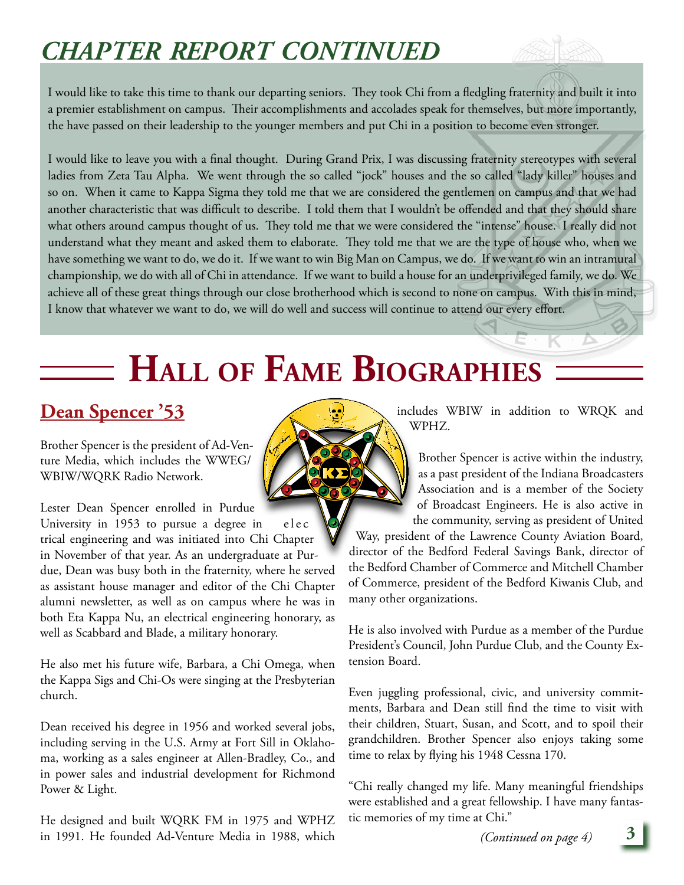# CHAPTER REPORT CONTINUED

I would like to take this time to thank our departing seniors. They took Chi from a fledgling fraternity and built it into a premier establishment on campus. Their accomplishments and accolades speak for themselves, but more importantly, the have passed on their leadership to the younger members and put Chi in a position to become even stronger.

I would like to leave you with a final thought. During Grand Prix, I was discussing fraternity stereotypes with several ladies from Zeta Tau Alpha. We went through the so called "jock" houses and the so called "lady killer" houses and so on. When it came to Kappa Sigma they told me that we are considered the gentlemen on campus and that we had another characteristic that was difficult to describe. I told them that I wouldn't be offended and that they should share what others around campus thought of us. They told me that we were considered the "intense" house. I really did not understand what they meant and asked them to elaborate. They told me that we are the type of house who, when we have something we want to do, we do it. If we want to win Big Man on Campus, we do. If we want to win an intramural championship, we do with all of Chi in attendance. If we want to build a house for an underprivileged family, we do. We achieve all of these great things through our close brotherhood which is second to none on campus. With this in mind, I know that whatever we want to do, we will do well and success will continue to attend our every effort.

# HALL OF FAME BIOGRAPHIES

## Dean Spencer '53

Brother Spencer is the president of Ad-Venture Media, which includes the WWEG/WBIW/WQRK Radio Network.

Lester Dean Spencer enrolled in Purdue University in 1953 to pursue a degree in electrical engineering and was initiated into Chi Chapter in November of that year. As an undergraduate at Purdue, Dean was busy both in the fraternity, where he served as assistant house manager and editor of the Chi Chapter alumni newsletter, as well as on campus where he was in both Eta Kappa Nu, an electrical engineering honorary, as well as Scabbard and Blade, a military honorary.

He also met his future wife, Barbara, a Chi Omega, when the Kappa Sigs and Chi-Os were singing at the Presbyterian church.

Dean received his degree in 1956 and worked several jobs, including serving in the U.S. Army at Fort Sill in Oklahoma, working as a sales engineer at Allen-Bradley, Co., and in power sales and industrial development for Richmond Power & Light.

He designed and built WQRK FM in 1975 and WPHZ in 1991. He founded Ad-Venture Media in 1988, which includes WBIW in addition to WRQK and WPHZ.

Brother Spencer is active within the industry, as a past president of the Indiana Broadcasters Association and is a member of the Society of Broadcast Engineers. He is also active in the community, serving as president of United Way, president of the Lawrence County Aviation Board, director of the Bedford Federal Savings Bank, director of the Bedford Chamber of Commerce and Mitchell Chamber of Commerce, president of the Bedford Kiwanis Club, and many other organizations.

He is also involved with Purdue as a member of the Purdue President's Council, John Purdue Club, and the County Extension Board.

Even juggling professional, civic, and university commitments, Barbara and Dean still find the time to visit with their children, Stuart, Susan, and Scott, and to spoil their grandchildren. Brother Spencer also enjoys taking some time to relax by flying his 1948 Cessna 170.

"Chi really changed my life. Many meaningful friendships were established and a great fellowship. I have many fantastic memories of my time at Chi."

*(Continued on page 4)*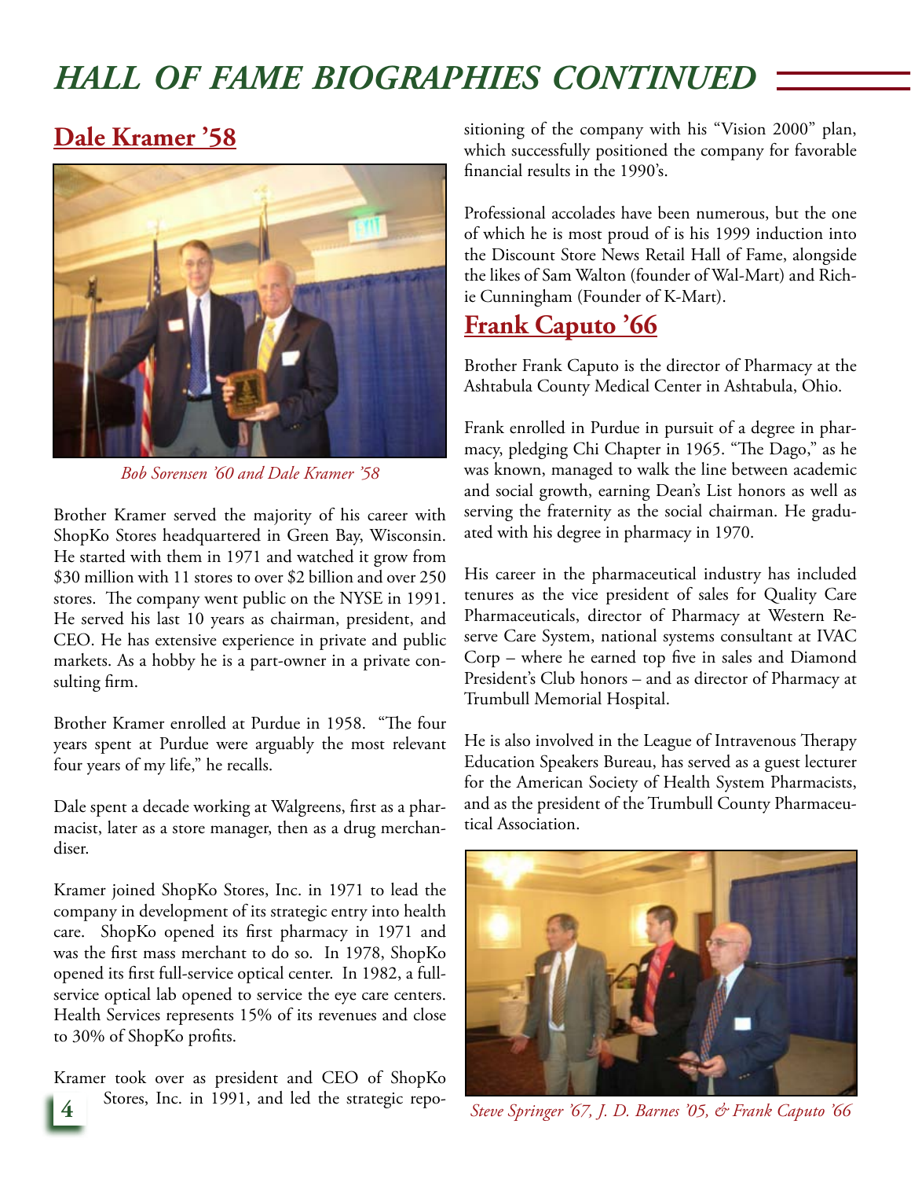# HALL OF FAME BIOGRAPHIES CONTINUED

## Dale Kramer '58

*Bob Sorensen '60 and Dale Kramer '58*

Brother Kramer served the majority of his career with ShopKo Stores headquartered in Green Bay, Wisconsin. He started with them in 1971 and watched it grow from $30 million with 11 stores to over $2 billion and over 250 stores. The company went public on the NYSE in 1991. He served his last 10 years as chairman, president, and CEO. He has extensive experience in private and public markets. As a hobby he is a part-owner in a private consulting firm.

Brother Kramer enrolled at Purdue in 1958. "The four years spent at Purdue were arguably the most relevant four years of my life," he recalls.

Dale spent a decade working at Walgreens, first as a pharmacist, later as a store manager, then as a drug merchandiser.

Kramer joined ShopKo Stores, Inc. in 1971 to lead the company in development of its strategic entry into health care. ShopKo opened its first pharmacy in 1971 and was the first mass merchant to do so. In 1978, ShopKo opened its first full-service optical center. In 1982, a full-service optical lab opened to service the eye care centers. Health Services represents 15% of its revenues and close to 30% of ShopKo profits.

Kramer took over as president and CEO of ShopKo Stores, Inc. in 1991, and led the strategic repositioning of the company with his "Vision 2000" plan, which successfully positioned the company for favorable financial results in the 1990's.

Professional accolades have been numerous, but the one of which he is most proud of is his 1999 induction into the Discount Store News Retail Hall of Fame, alongside the likes of Sam Walton (founder of Wal-Mart) and Richie Cunningham (Founder of K-Mart).

## Frank Caputo '66

Brother Frank Caputo is the director of Pharmacy at the Ashtabula County Medical Center in Ashtabula, Ohio.

Frank enrolled in Purdue in pursuit of a degree in pharmacy, pledging Chi Chapter in 1965. "The Dago," as he was known, managed to walk the line between academic and social growth, earning Dean's List honors as well as serving the fraternity as the social chairman. He graduated with his degree in pharmacy in 1970.

His career in the pharmaceutical industry has included tenures as the vice president of sales for Quality Care Pharmaceuticals, director of Pharmacy at Western Reserve Care System, national systems consultant at IVAC Corp – where he earned top five in sales and Diamond President's Club honors – and as director of Pharmacy at Trumbull Memorial Hospital.

He is also involved in the League of Intravenous Therapy Education Speakers Bureau, has served as a guest lecturer for the American Society of Health System Pharmacists, and as the president of the Trumbull County Pharmaceutical Association.

*Steve Springer '67, J. D. Barnes '05, & Frank Caputo '66*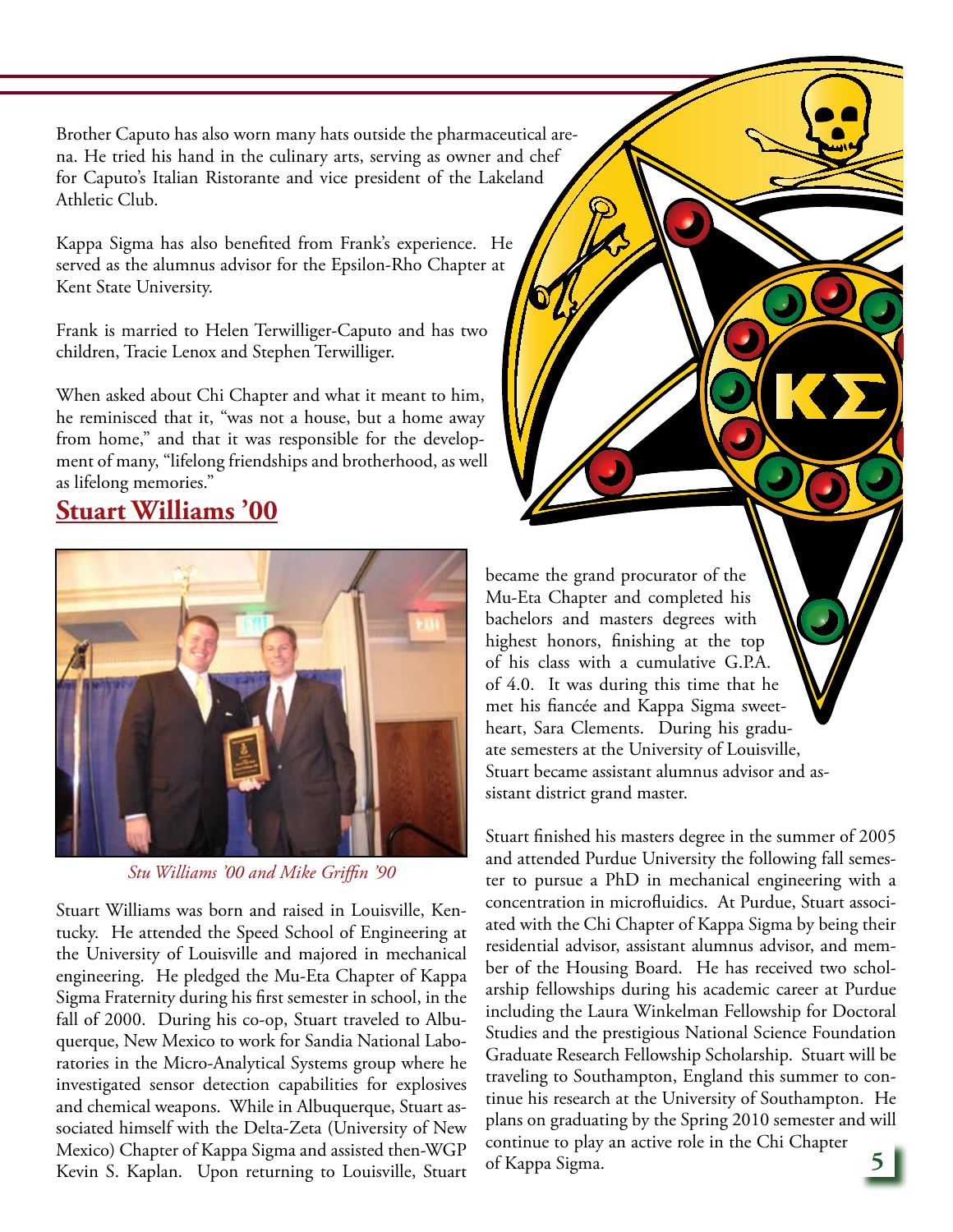Brother Caputo has also worn many hats outside the pharmaceutical arena. He tried his hand in the culinary arts, serving as owner and chef for Caputo's Italian Ristorante and vice president of the Lakeland Athletic Club.

Kappa Sigma has also benefited from Frank's experience. He served as the alumnus advisor for the Epsilon-Rho Chapter at Kent State University.

Frank is married to Helen Terwilliger-Caputo and has two children, Tracie Lenox and Stephen Terwilliger.

When asked about Chi Chapter and what it meant to him, he reminisced that it, "was not a house, but a home away from home," and that it was responsible for the development of many, "lifelong friendships and brotherhood, as well as lifelong memories."

## Stuart Williams '00

*Stu Williams '00 and Mike Griffin '90*

Stuart Williams was born and raised in Louisville, Kentucky. He attended the Speed School of Engineering at the University of Louisville and majored in mechanical engineering. He pledged the Mu-Eta Chapter of Kappa Sigma Fraternity during his first semester in school, in the fall of 2000. During his co-op, Stuart traveled to Albuquerque, New Mexico to work for Sandia National Laboratories in the Micro-Analytical Systems group where he investigated sensor detection capabilities for explosives and chemical weapons. While in Albuquerque, Stuart associated himself with the Delta-Zeta (University of New Mexico) Chapter of Kappa Sigma and assisted then-WGP Kevin S. Kaplan. Upon returning to Louisville, Stuart became the grand procurator of the Mu-Eta Chapter and completed his bachelors and masters degrees with highest honors, finishing at the top of his class with a cumulative G.P.A. of 4.0. It was during this time that he met his fiancée and Kappa Sigma sweetheart, Sara Clements. During his graduate semesters at the University of Louisville, Stuart became assistant alumnus advisor and assistant district grand master.

Stuart finished his masters degree in the summer of 2005 and attended Purdue University the following fall semester to pursue a PhD in mechanical engineering with a concentration in microfluidics. At Purdue, Stuart associated with the Chi Chapter of Kappa Sigma by being their residential advisor, assistant alumnus advisor, and member of the Housing Board. He has received two scholarship fellowships during his academic career at Purdue including the Laura Winkelman Fellowship for Doctoral Studies and the prestigious National Science Foundation Graduate Research Fellowship Scholarship. Stuart will be traveling to Southampton, England this summer to continue his research at the University of Southampton. He plans on graduating by the Spring 2010 semester and will continue to play an active role in the Chi Chapter of Kappa Sigma.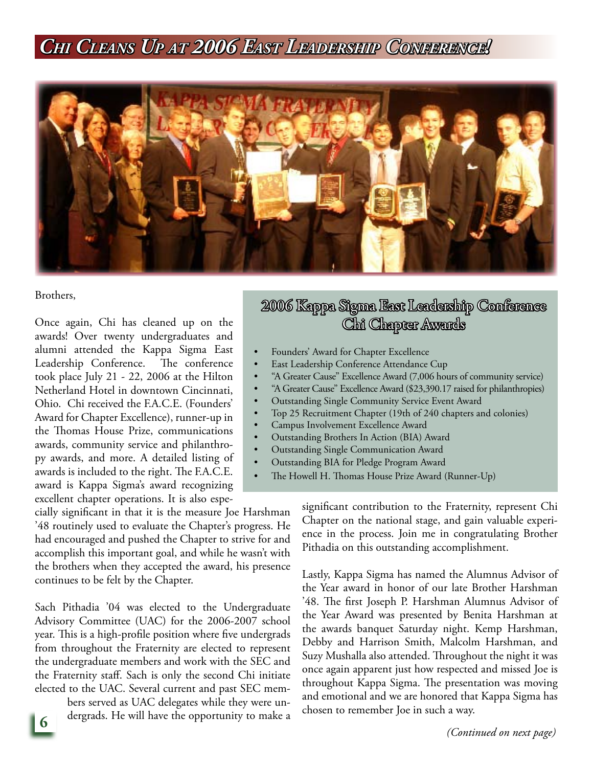# Chi Cleans Up at 2006 East Leadership Conference!

Brothers,

Once again, Chi has cleaned up on the awards! Over twenty undergraduates and alumni attended the Kappa Sigma East Leadership Conference. The conference took place July 21 - 22, 2006 at the Hilton Netherland Hotel in downtown Cincinnati, Ohio. Chi received the F.A.C.E. (Founders' Award for Chapter Excellence), runner-up in the Thomas House Prize, communications awards, community service and philanthropy awards, and more. A detailed listing of awards is included to the right. The F.A.C.E. award is Kappa Sigma's award recognizing excellent chapter operations. It is also especially significant in that it is the measure Joe Harshman '48 routinely used to evaluate the Chapter's progress. He had encouraged and pushed the Chapter to strive for and accomplish this important goal, and while he wasn't with the brothers when they accepted the award, his presence continues to be felt by the Chapter.

## 2006 Kappa Sigma East Leadership Conference Chi Chapter Awards

- Founders' Award for Chapter Excellence
- East Leadership Conference Attendance Cup
- "A Greater Cause" Excellence Award (7,006 hours of community service)
- "A Greater Cause" Excellence Award ($23,390.17 raised for philanthropies)
- Outstanding Single Community Service Event Award
- Top 25 Recruitment Chapter (19th of 240 chapters and colonies)
- Campus Involvement Excellence Award
- Outstanding Brothers In Action (BIA) Award
- Outstanding Single Communication Award
- Outstanding BIA for Pledge Program Award
- The Howell H. Thomas House Prize Award (Runner-Up)

Sach Pithadia '04 was elected to the Undergraduate Advisory Committee (UAC) for the 2006-2007 school year. This is a high-profile position where five undergrads from throughout the Fraternity are elected to represent the undergraduate members and work with the SEC and the Fraternity staff. Sach is only the second Chi initiate elected to the UAC. Several current and past SEC members served as UAC delegates while they were undergrads. He will have the opportunity to make a significant contribution to the Fraternity, represent Chi Chapter on the national stage, and gain valuable experience in the process. Join me in congratulating Brother Pithadia on this outstanding accomplishment.

Lastly, Kappa Sigma has named the Alumnus Advisor of the Year award in honor of our late Brother Harshman '48. The first Joseph P. Harshman Alumnus Advisor of the Year Award was presented by Benita Harshman at the awards banquet Saturday night. Kemp Harshman, Debby and Harrison Smith, Malcolm Harshman, and Suzy Mushalla also attended. Throughout the night it was once again apparent just how respected and missed Joe is throughout Kappa Sigma. The presentation was moving and emotional and we are honored that Kappa Sigma has chosen to remember Joe in such a way.

*(Continued on next page)*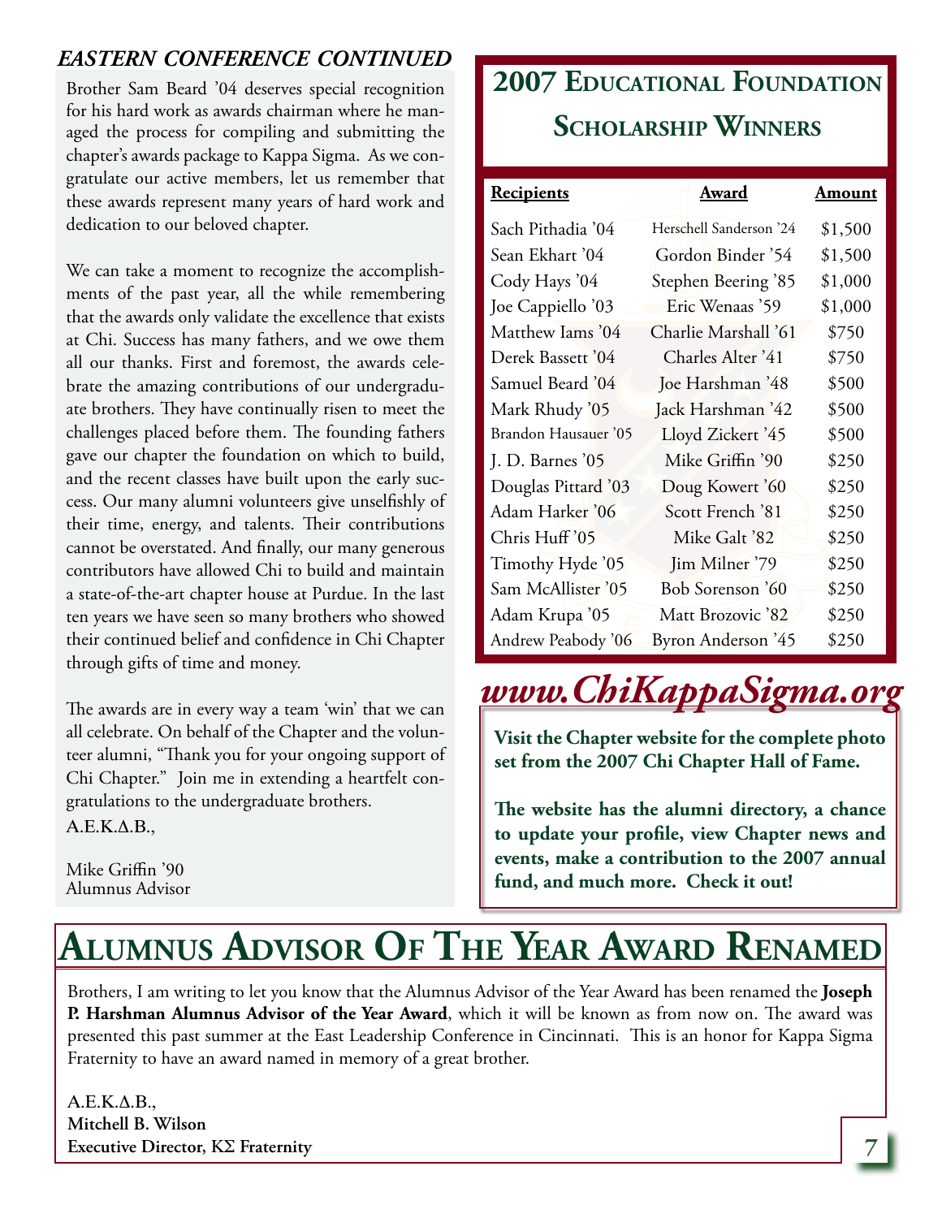### EASTERN CONFERENCE CONTINUED

Brother Sam Beard '04 deserves special recognition for his hard work as awards chairman where he managed the process for compiling and submitting the chapter's awards package to Kappa Sigma. As we congratulate our active members, let us remember that these awards represent many years of hard work and dedication to our beloved chapter.

We can take a moment to recognize the accomplishments of the past year, all the while remembering that the awards only validate the excellence that exists at Chi. Success has many fathers, and we owe them all our thanks. First and foremost, the awards celebrate the amazing contributions of our undergraduate brothers. They have continually risen to meet the challenges placed before them. The founding fathers gave our chapter the foundation on which to build, and the recent classes have built upon the early success. Our many alumni volunteers give unselfishly of their time, energy, and talents. Their contributions cannot be overstated. And finally, our many generous contributors have allowed Chi to build and maintain a state-of-the-art chapter house at Purdue. In the last ten years we have seen so many brothers who showed their continued belief and confidence in Chi Chapter through gifts of time and money.

The awards are in every way a team 'win' that we can all celebrate. On behalf of the Chapter and the volunteer alumni, "Thank you for your ongoing support of Chi Chapter." Join me in extending a heartfelt congratulations to the undergraduate brothers.

**A.E.K.Δ.B.,**

Mike Griffin '90
Alumnus Advisor

## 2007 Educational Foundation Scholarship Winners

| Recipients | Award | Amount |
|---|---|---|
| Sach Pithadia '04 | Herschell Sanderson '24 | $1,500 |
| Sean Ekhart '04 | Gordon Binder '54 | $1,500 |
| Cody Hays '04 | Stephen Beering '85 | $1,000 |
| Joe Cappiello '03 | Eric Wenaas '59 | $1,000 |
| Matthew Iams '04 | Charlie Marshall '61 | $750 |
| Derek Bassett '04 | Charles Alter '41 | $750 |
| Samuel Beard '04 | Joe Harshman '48 | $500 |
| Mark Rhudy '05 | Jack Harshman '42 | $500 |
| Brandon Hausauer '05 | Lloyd Zickert '45 | $500 |
| J. D. Barnes '05 | Mike Griffin '90 | $250 |
| Douglas Pittard '03 | Doug Kowert '60 | $250 |
| Adam Harker '06 | Scott French '81 | $250 |
| Chris Huff '05 | Mike Galt '82 | $250 |
| Timothy Hyde '05 | Jim Milner '79 | $250 |
| Sam McAllister '05 | Bob Sorenson '60 | $250 |
| Adam Krupa '05 | Matt Brozovic '82 | $250 |
| Andrew Peabody '06 | Byron Anderson '45 | $250 |

## *www.ChiKappaSigma.org*

**Visit the Chapter website for the complete photo set from the 2007 Chi Chapter Hall of Fame.**

**The website has the alumni directory, a chance to update your profile, view Chapter news and events, make a contribution to the 2007 annual fund, and much more. Check it out!**

# Alumnus Advisor Of The Year Award Renamed

Brothers, I am writing to let you know that the Alumnus Advisor of the Year Award has been renamed the **Joseph P. Harshman Alumnus Advisor of the Year Award**, which it will be known as from now on. The award was presented this past summer at the East Leadership Conference in Cincinnati. This is an honor for Kappa Sigma Fraternity to have an award named in memory of a great brother.

**A.E.K.Δ.B.,**
**Mitchell B. Wilson**
**Executive Director, ΚΣ Fraternity**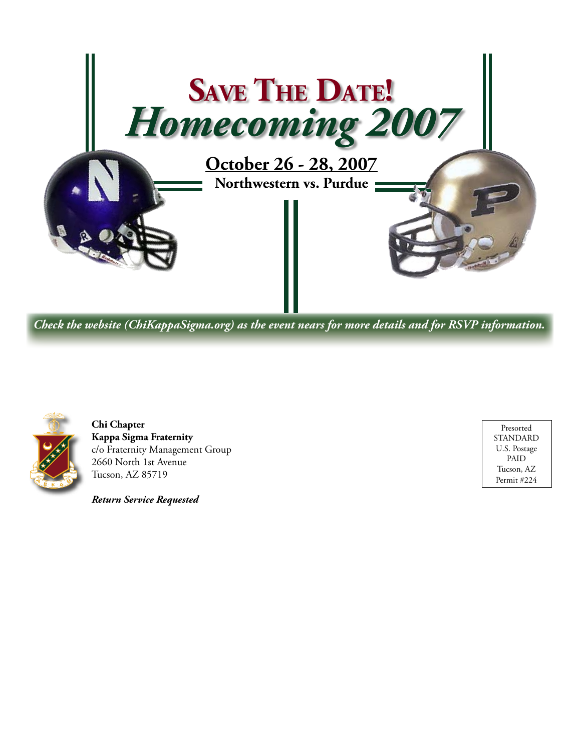# Save The Date!

## *Homecoming 2007*

**October 26 - 28, 2007**

**Northwestern vs. Purdue**

***Check the website (ChiKappaSigma.org) as the event nears for more details and for RSVP information.***

**Chi Chapter**
**Kappa Sigma Fraternity**
c/o Fraternity Management Group
2660 North 1st Avenue
Tucson, AZ 85719

***Return Service Requested***

Presorted
STANDARD
U.S. Postage
PAID
Tucson, AZ
Permit #224